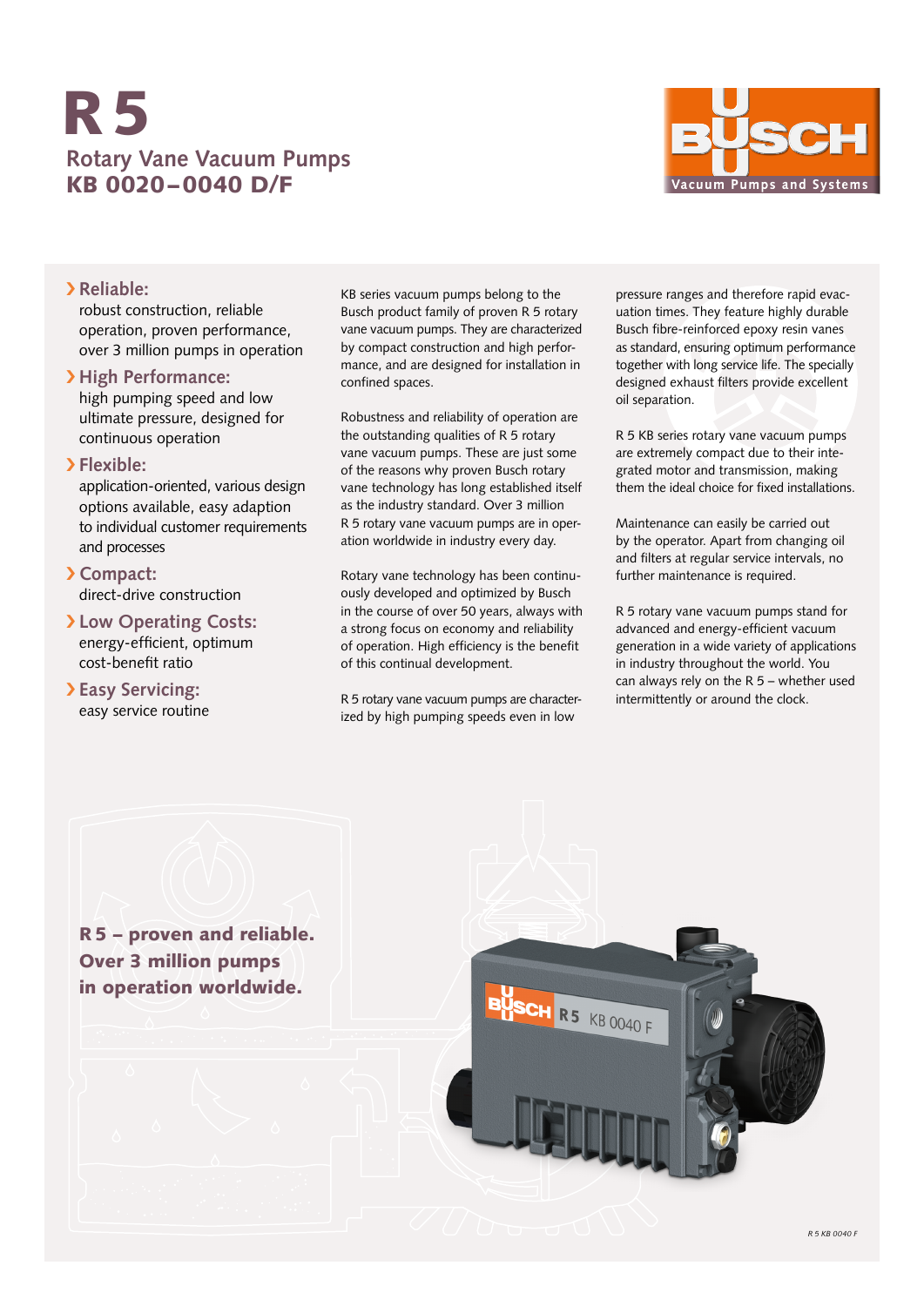# R 5

## Rotary Vane Vacuum Pumps

## KB 0020–0040 D/F

BUSCH Vacuum Pumps and Systems

### › Reliable:

robust construction, reliable operation, proven performance, over 3 million pumps in operation

### › High Performance:

high pumping speed and low ultimate pressure, designed for continuous operation

### › Flexible:

application-oriented, various design options available, easy adaption to individual customer requirements and processes

### › Compact:

direct-drive construction

### › Low Operating Costs:

energy-efficient, optimum cost-benefit ratio

### › Easy Servicing:

easy service routine

KB series vacuum pumps belong to the Busch product family of proven R 5 rotary vane vacuum pumps. They are characterized by compact construction and high performance, and are designed for installation in confined spaces.

Robustness and reliability of operation are the outstanding qualities of R 5 rotary vane vacuum pumps. These are just some of the reasons why proven Busch rotary vane technology has long established itself as the industry standard. Over 3 million R 5 rotary vane vacuum pumps are in operation worldwide in industry every day.

Rotary vane technology has been continuously developed and optimized by Busch in the course of over 50 years, always with a strong focus on economy and reliability of operation. High efficiency is the benefit of this continual development.

R 5 rotary vane vacuum pumps are characterized by high pumping speeds even in low pressure ranges and therefore rapid evacuation times. They feature highly durable Busch fibre-reinforced epoxy resin vanes as standard, ensuring optimum performance together with long service life. The specially designed exhaust filters provide excellent oil separation.

R 5 KB series rotary vane vacuum pumps are extremely compact due to their integrated motor and transmission, making them the ideal choice for fixed installations.

Maintenance can easily be carried out by the operator. Apart from changing oil and filters at regular service intervals, no further maintenance is required.

R 5 rotary vane vacuum pumps stand for advanced and energy-efficient vacuum generation in a wide variety of applications in industry throughout the world. You can always rely on the R 5 – whether used intermittently or around the clock.

**R 5 – proven and reliable. Over 3 million pumps in operation worldwide.**

*R 5 KB 0040 F*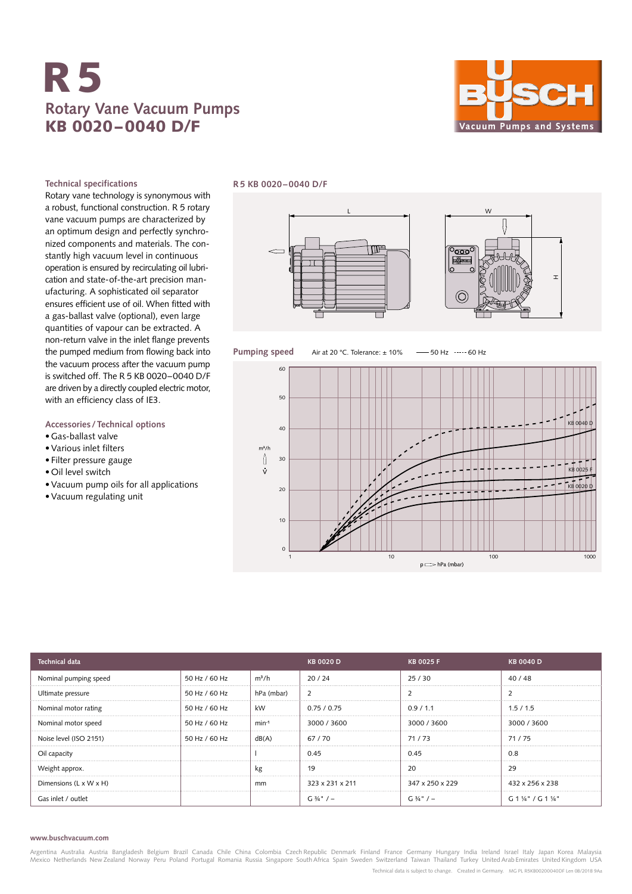# R 5

## Rotary Vane Vacuum Pumps

## KB 0020–0040 D/F

BUSCH
Vacuum Pumps and Systems

### Technical specifications

Rotary vane technology is synonymous with a robust, functional construction. R 5 rotary vane vacuum pumps are characterized by an optimum design and perfectly synchronized components and materials. The constantly high vacuum level in continuous operation is ensured by recirculating oil lubrication and state-of-the-art precision manufacturing. A sophisticated oil separator ensures efficient use of oil. When fitted with a gas-ballast valve (optional), even large quantities of vapour can be extracted. A non-return valve in the inlet flange prevents the pumped medium from flowing back into the vacuum process after the vacuum pump is switched off. The R 5 KB 0020–0040 D/F are driven by a directly coupled electric motor, with an efficiency class of IE3.

### Accessories / Technical options

- Gas-ballast valve
- Various inlet filters
- Filter pressure gauge
- Oil level switch
- Vacuum pump oils for all applications
- Vacuum regulating unit

### R 5 KB 0020–0040 D/F

L
W
H

### Pumping speed

Air at 20 °C. Tolerance: ± 10%
— 50 Hz ----- 60 Hz

m³/h
V̇
0
10
20
30
40
50
60
1
10
100
1000
p => hPa (mbar)
KB 0040 D
KB 0025 F
KB 0020 D

| Technical data | | | KB 0020 D | KB 0025 F | KB 0040 D |
|---|---|---|---|---|---|
| Nominal pumping speed | 50 Hz / 60 Hz | m³/h | 20 / 24 | 25 / 30 | 40 / 48 |
| Ultimate pressure | 50 Hz / 60 Hz | hPa (mbar) | 2 | 2 | 2 |
| Nominal motor rating | 50 Hz / 60 Hz | kW | 0.75 / 0.75 | 0.9 / 1.1 | 1.5 / 1.5 |
| Nominal motor speed | 50 Hz / 60 Hz | min⁻¹ | 3000 / 3600 | 3000 / 3600 | 3000 / 3600 |
| Noise level (ISO 2151) | 50 Hz / 60 Hz | dB(A) | 67 / 70 | 71 / 73 | 71 / 75 |
| Oil capacity | | l | 0.45 | 0.45 | 0.8 |
| Weight approx. | | kg | 19 | 20 | 29 |
| Dimensions (L x W x H) | | mm | 323 x 231 x 211 | 347 x 250 x 229 | 432 x 256 x 238 |
| Gas inlet / outlet | | | G ¾" / – | G ¾" / – | G 1 ¼" / G 1 ¼" |

www.buschvacuum.com

Argentina Australia Austria Bangladesh Belgium Brazil Canada Chile China Colombia Czech Republic Denmark Finland France Germany Hungary India Ireland Israel Italy Japan Korea Malaysia Mexico Netherlands New Zealand Norway Peru Poland Portugal Romania Russia Singapore South Africa Spain Sweden Switzerland Taiwan Thailand Turkey United Arab Emirates United Kingdom USA

Technical data is subject to change. Created in Germany. MG PL R5KB00200040DF Len 08/2018 9Aa